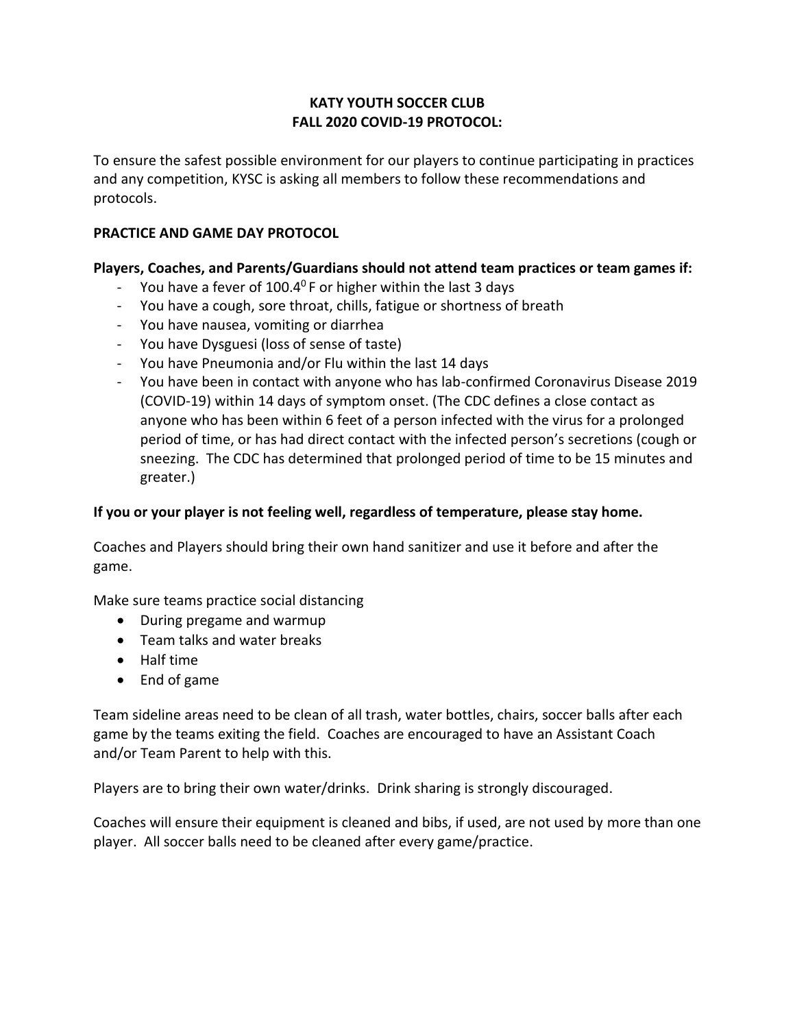# KATY YOUTH SOCCER CLUB
# FALL 2020 COVID-19 PROTOCOL:

To ensure the safest possible environment for our players to continue participating in practices and any competition, KYSC is asking all members to follow these recommendations and protocols.

## PRACTICE AND GAME DAY PROTOCOL

**Players, Coaches, and Parents/Guardians should not attend team practices or team games if:**

- You have a fever of $100.4^0$ F or higher within the last 3 days
- You have a cough, sore throat, chills, fatigue or shortness of breath
- You have nausea, vomiting or diarrhea
- You have Dysguesi (loss of sense of taste)
- You have Pneumonia and/or Flu within the last 14 days
- You have been in contact with anyone who has lab-confirmed Coronavirus Disease 2019 (COVID-19) within 14 days of symptom onset. (The CDC defines a close contact as anyone who has been within 6 feet of a person infected with the virus for a prolonged period of time, or has had direct contact with the infected person's secretions (cough or sneezing. The CDC has determined that prolonged period of time to be 15 minutes and greater.)

**If you or your player is not feeling well, regardless of temperature, please stay home.**

Coaches and Players should bring their own hand sanitizer and use it before and after the game.

Make sure teams practice social distancing

- During pregame and warmup
- Team talks and water breaks
- Half time
- End of game

Team sideline areas need to be clean of all trash, water bottles, chairs, soccer balls after each game by the teams exiting the field. Coaches are encouraged to have an Assistant Coach and/or Team Parent to help with this.

Players are to bring their own water/drinks. Drink sharing is strongly discouraged.

Coaches will ensure their equipment is cleaned and bibs, if used, are not used by more than one player. All soccer balls need to be cleaned after every game/practice.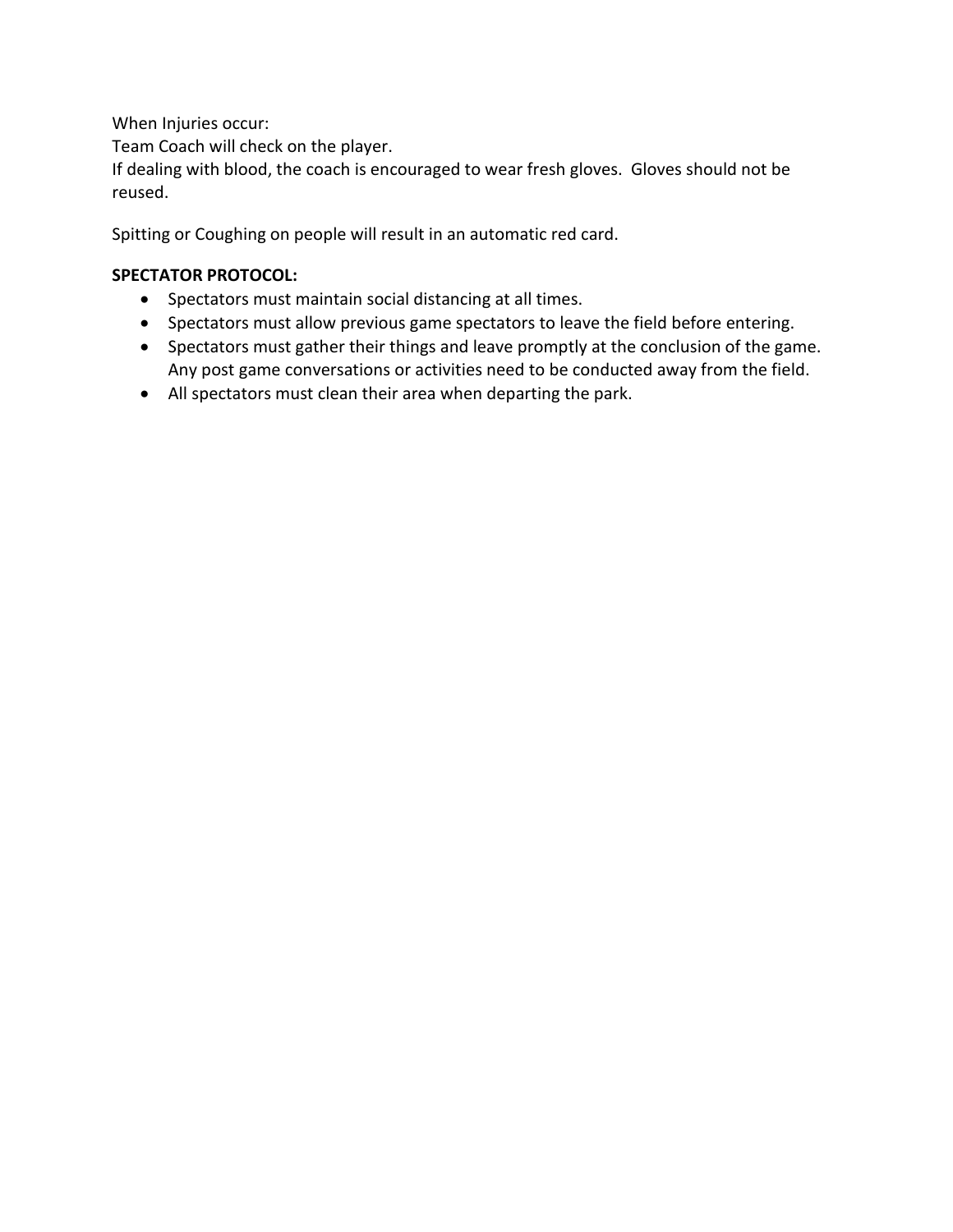When Injuries occur:
Team Coach will check on the player.
If dealing with blood, the coach is encouraged to wear fresh gloves. Gloves should not be reused.

Spitting or Coughing on people will result in an automatic red card.

**SPECTATOR PROTOCOL:**

- Spectators must maintain social distancing at all times.
- Spectators must allow previous game spectators to leave the field before entering.
- Spectators must gather their things and leave promptly at the conclusion of the game. Any post game conversations or activities need to be conducted away from the field.
- All spectators must clean their area when departing the park.